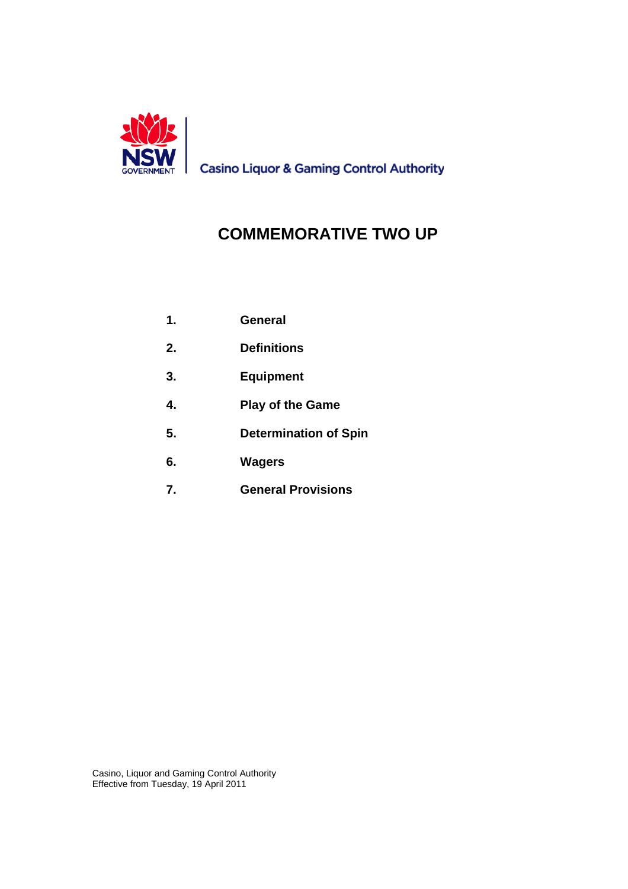NSW GOVERNMENT | Casino Liquor & Gaming Control Authority

# COMMEMORATIVE TWO UP

1. **General**
2. **Definitions**
3. **Equipment**
4. **Play of the Game**
5. **Determination of Spin**
6. **Wagers**
7. **General Provisions**

Casino, Liquor and Gaming Control Authority
Effective from Tuesday, 19 April 2011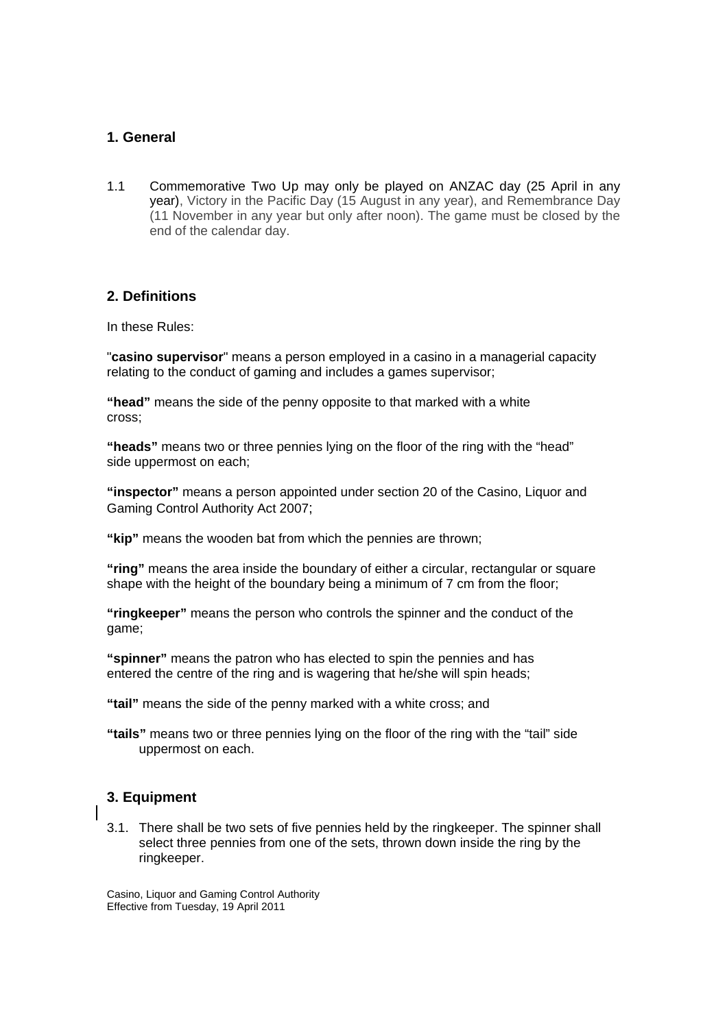## 1. General

1.1 Commemorative Two Up may only be played on ANZAC day (25 April in any year), Victory in the Pacific Day (15 August in any year), and Remembrance Day (11 November in any year but only after noon). The game must be closed by the end of the calendar day.

## 2. Definitions

In these Rules:

"**casino supervisor**" means a person employed in a casino in a managerial capacity relating to the conduct of gaming and includes a games supervisor;

**"head"** means the side of the penny opposite to that marked with a white cross;

**"heads"** means two or three pennies lying on the floor of the ring with the "head" side uppermost on each;

**"inspector"** means a person appointed under section 20 of the Casino, Liquor and Gaming Control Authority Act 2007;

**"kip"** means the wooden bat from which the pennies are thrown;

**"ring"** means the area inside the boundary of either a circular, rectangular or square shape with the height of the boundary being a minimum of 7 cm from the floor;

**"ringkeeper"** means the person who controls the spinner and the conduct of the game;

**"spinner"** means the patron who has elected to spin the pennies and has entered the centre of the ring and is wagering that he/she will spin heads;

**"tail"** means the side of the penny marked with a white cross; and

**"tails"** means two or three pennies lying on the floor of the ring with the "tail" side uppermost on each.

## 3. Equipment

3.1. There shall be two sets of five pennies held by the ringkeeper. The spinner shall select three pennies from one of the sets, thrown down inside the ring by the ringkeeper.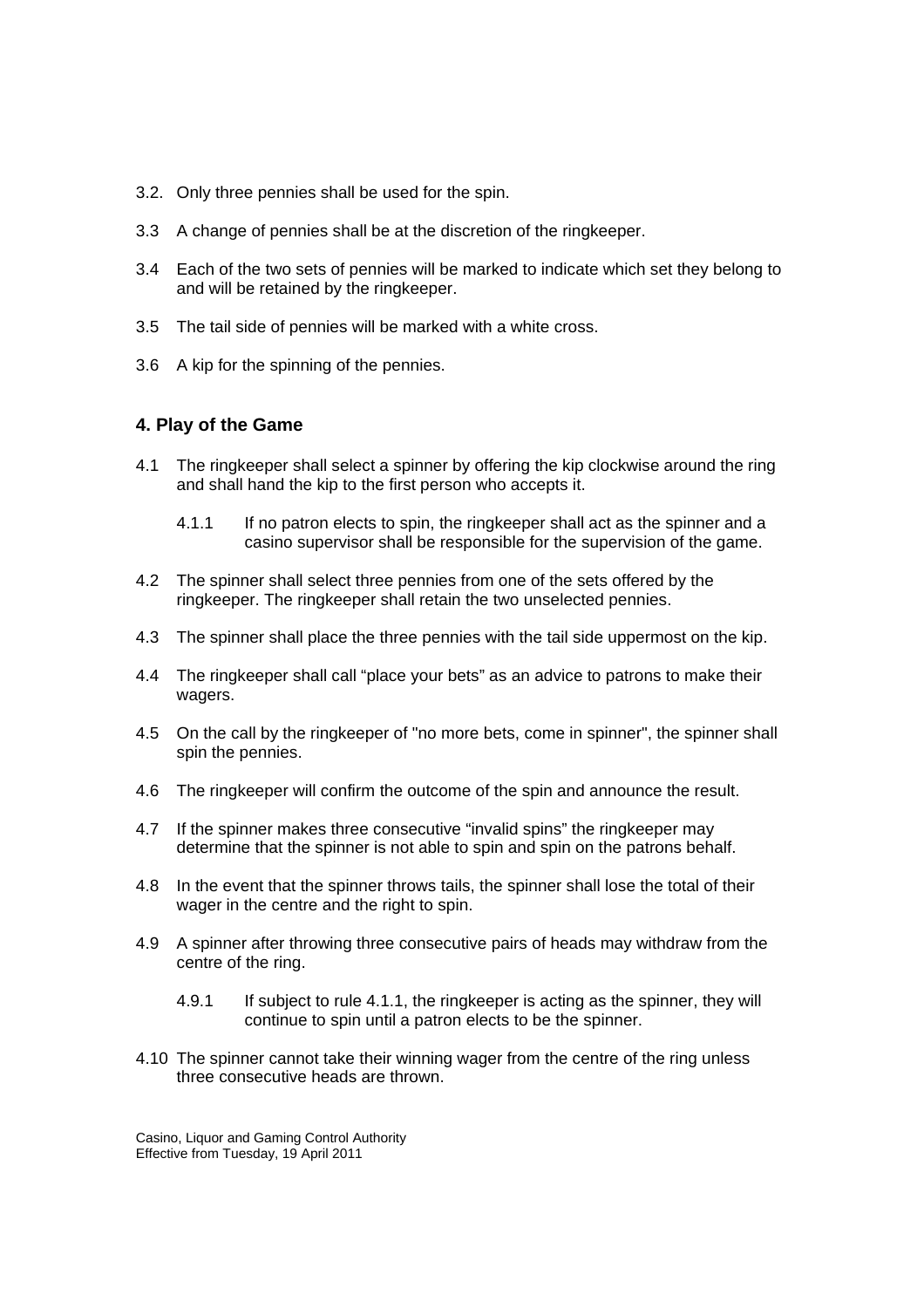3.2. Only three pennies shall be used for the spin.

3.3 A change of pennies shall be at the discretion of the ringkeeper.

3.4 Each of the two sets of pennies will be marked to indicate which set they belong to and will be retained by the ringkeeper.

3.5 The tail side of pennies will be marked with a white cross.

3.6 A kip for the spinning of the pennies.

## 4. Play of the Game

4.1 The ringkeeper shall select a spinner by offering the kip clockwise around the ring and shall hand the kip to the first person who accepts it.

4.1.1 If no patron elects to spin, the ringkeeper shall act as the spinner and a casino supervisor shall be responsible for the supervision of the game.

4.2 The spinner shall select three pennies from one of the sets offered by the ringkeeper. The ringkeeper shall retain the two unselected pennies.

4.3 The spinner shall place the three pennies with the tail side uppermost on the kip.

4.4 The ringkeeper shall call "place your bets" as an advice to patrons to make their wagers.

4.5 On the call by the ringkeeper of "no more bets, come in spinner", the spinner shall spin the pennies.

4.6 The ringkeeper will confirm the outcome of the spin and announce the result.

4.7 If the spinner makes three consecutive "invalid spins" the ringkeeper may determine that the spinner is not able to spin and spin on the patrons behalf.

4.8 In the event that the spinner throws tails, the spinner shall lose the total of their wager in the centre and the right to spin.

4.9 A spinner after throwing three consecutive pairs of heads may withdraw from the centre of the ring.

4.9.1 If subject to rule 4.1.1, the ringkeeper is acting as the spinner, they will continue to spin until a patron elects to be the spinner.

4.10 The spinner cannot take their winning wager from the centre of the ring unless three consecutive heads are thrown.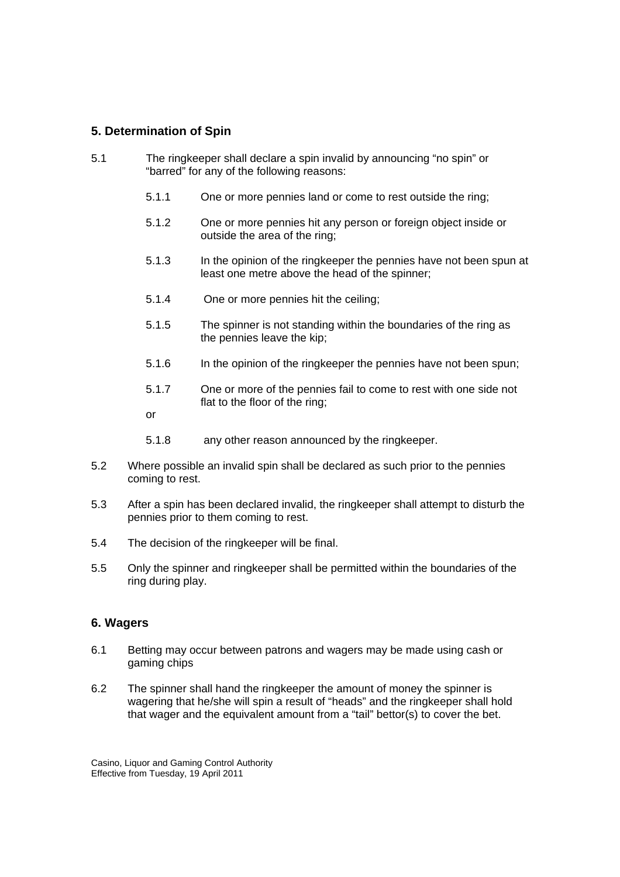## 5. Determination of Spin

5.1 The ringkeeper shall declare a spin invalid by announcing “no spin” or “barred” for any of the following reasons:

- 5.1.1 One or more pennies land or come to rest outside the ring;
- 5.1.2 One or more pennies hit any person or foreign object inside or outside the area of the ring;
- 5.1.3 In the opinion of the ringkeeper the pennies have not been spun at least one metre above the head of the spinner;
- 5.1.4 One or more pennies hit the ceiling;
- 5.1.5 The spinner is not standing within the boundaries of the ring as the pennies leave the kip;
- 5.1.6 In the opinion of the ringkeeper the pennies have not been spun;
- 5.1.7 One or more of the pennies fail to come to rest with one side not flat to the floor of the ring;

  or

- 5.1.8 any other reason announced by the ringkeeper.

5.2 Where possible an invalid spin shall be declared as such prior to the pennies coming to rest.

5.3 After a spin has been declared invalid, the ringkeeper shall attempt to disturb the pennies prior to them coming to rest.

5.4 The decision of the ringkeeper will be final.

5.5 Only the spinner and ringkeeper shall be permitted within the boundaries of the ring during play.

## 6. Wagers

6.1 Betting may occur between patrons and wagers may be made using cash or gaming chips

6.2 The spinner shall hand the ringkeeper the amount of money the spinner is wagering that he/she will spin a result of “heads” and the ringkeeper shall hold that wager and the equivalent amount from a “tail” bettor(s) to cover the bet.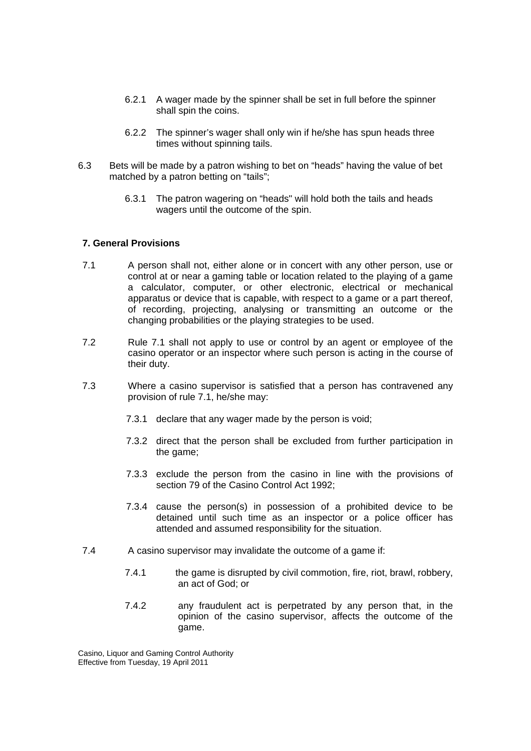6.2.1 A wager made by the spinner shall be set in full before the spinner shall spin the coins.

6.2.2 The spinner's wager shall only win if he/she has spun heads three times without spinning tails.

6.3 Bets will be made by a patron wishing to bet on "heads" having the value of bet matched by a patron betting on "tails";

6.3.1 The patron wagering on "heads" will hold both the tails and heads wagers until the outcome of the spin.

**7. General Provisions**

7.1 A person shall not, either alone or in concert with any other person, use or control at or near a gaming table or location related to the playing of a game a calculator, computer, or other electronic, electrical or mechanical apparatus or device that is capable, with respect to a game or a part thereof, of recording, projecting, analysing or transmitting an outcome or the changing probabilities or the playing strategies to be used.

7.2 Rule 7.1 shall not apply to use or control by an agent or employee of the casino operator or an inspector where such person is acting in the course of their duty.

7.3 Where a casino supervisor is satisfied that a person has contravened any provision of rule 7.1, he/she may:

7.3.1 declare that any wager made by the person is void;

7.3.2 direct that the person shall be excluded from further participation in the game;

7.3.3 exclude the person from the casino in line with the provisions of section 79 of the Casino Control Act 1992;

7.3.4 cause the person(s) in possession of a prohibited device to be detained until such time as an inspector or a police officer has attended and assumed responsibility for the situation.

7.4 A casino supervisor may invalidate the outcome of a game if:

7.4.1 the game is disrupted by civil commotion, fire, riot, brawl, robbery, an act of God; or

7.4.2 any fraudulent act is perpetrated by any person that, in the opinion of the casino supervisor, affects the outcome of the game.

Casino, Liquor and Gaming Control Authority
Effective from Tuesday, 19 April 2011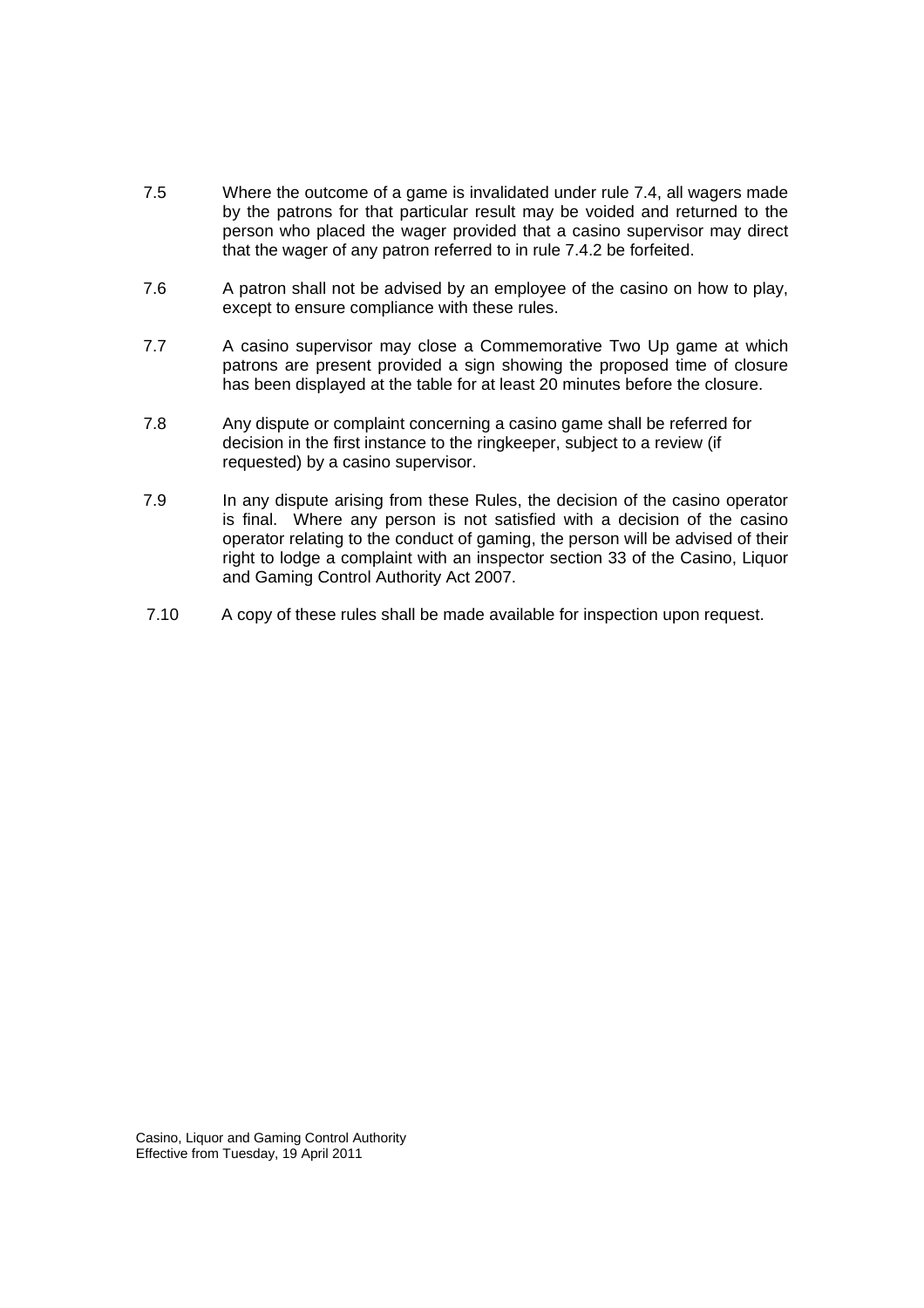7.5 Where the outcome of a game is invalidated under rule 7.4, all wagers made by the patrons for that particular result may be voided and returned to the person who placed the wager provided that a casino supervisor may direct that the wager of any patron referred to in rule 7.4.2 be forfeited.

7.6 A patron shall not be advised by an employee of the casino on how to play, except to ensure compliance with these rules.

7.7 A casino supervisor may close a Commemorative Two Up game at which patrons are present provided a sign showing the proposed time of closure has been displayed at the table for at least 20 minutes before the closure.

7.8 Any dispute or complaint concerning a casino game shall be referred for decision in the first instance to the ringkeeper, subject to a review (if requested) by a casino supervisor.

7.9 In any dispute arising from these Rules, the decision of the casino operator is final. Where any person is not satisfied with a decision of the casino operator relating to the conduct of gaming, the person will be advised of their right to lodge a complaint with an inspector section 33 of the Casino, Liquor and Gaming Control Authority Act 2007.

7.10 A copy of these rules shall be made available for inspection upon request.